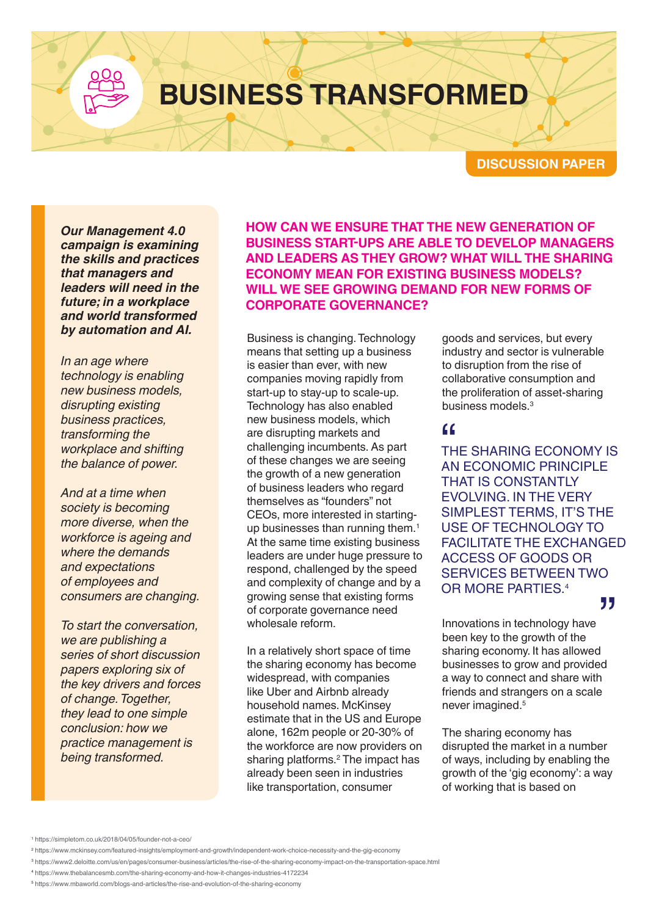# BUSINESS TRANSFORMED

**DISCUSSION PAPER**

***Our Management 4.0 campaign is examining the skills and practices that managers and leaders will need in the future; in a workplace and world transformed by automation and AI.***

*In an age where technology is enabling new business models, disrupting existing business practices, transforming the workplace and shifting the balance of power.*

*And at a time when society is becoming more diverse, when the workforce is ageing and where the demands and expectations of employees and consumers are changing.*

*To start the conversation, we are publishing a series of short discussion papers exploring six of the key drivers and forces of change. Together, they lead to one simple conclusion: how we practice management is being transformed.*

## HOW CAN WE ENSURE THAT THE NEW GENERATION OF BUSINESS START-UPS ARE ABLE TO DEVELOP MANAGERS AND LEADERS AS THEY GROW? WHAT WILL THE SHARING ECONOMY MEAN FOR EXISTING BUSINESS MODELS? WILL WE SEE GROWING DEMAND FOR NEW FORMS OF CORPORATE GOVERNANCE?

Business is changing. Technology means that setting up a business is easier than ever, with new companies moving rapidly from start-up to stay-up to scale-up. Technology has also enabled new business models, which are disrupting markets and challenging incumbents. As part of these changes we are seeing the growth of a new generation of business leaders who regard themselves as "founders" not CEOs, more interested in starting-up businesses than running them.[1] At the same time existing business leaders are under huge pressure to respond, challenged by the speed and complexity of change and by a growing sense that existing forms of corporate governance need wholesale reform.

In a relatively short space of time the sharing economy has become widespread, with companies like Uber and Airbnb already household names. McKinsey estimate that in the US and Europe alone, 162m people or 20-30% of the workforce are now providers on sharing platforms.[2] The impact has already been seen in industries like transportation, consumer goods and services, but every industry and sector is vulnerable to disruption from the rise of collaborative consumption and the proliferation of asset-sharing business models.[3]

> "THE SHARING ECONOMY IS AN ECONOMIC PRINCIPLE THAT IS CONSTANTLY EVOLVING. IN THE VERY SIMPLEST TERMS, IT'S THE USE OF TECHNOLOGY TO FACILITATE THE EXCHANGED ACCESS OF GOODS OR SERVICES BETWEEN TWO OR MORE PARTIES.[4]"

Innovations in technology have been key to the growth of the sharing economy. It has allowed businesses to grow and provided a way to connect and share with friends and strangers on a scale never imagined.[5]

The sharing economy has disrupted the market in a number of ways, including by enabling the growth of the 'gig economy': a way of working that is based on

[1] https://simpletom.co.uk/2018/04/05/founder-not-a-ceo/
[2] https://www.mckinsey.com/featured-insights/employment-and-growth/independent-work-choice-necessity-and-the-gig-economy
[3] https://www2.deloitte.com/us/en/pages/consumer-business/articles/the-rise-of-the-sharing-economy-impact-on-the-transportation-space.html
[4] https://www.thebalancesmb.com/the-sharing-economy-and-how-it-changes-industries-4172234
[5] https://www.mbaworld.com/blogs-and-articles/the-rise-and-evolution-of-the-sharing-economy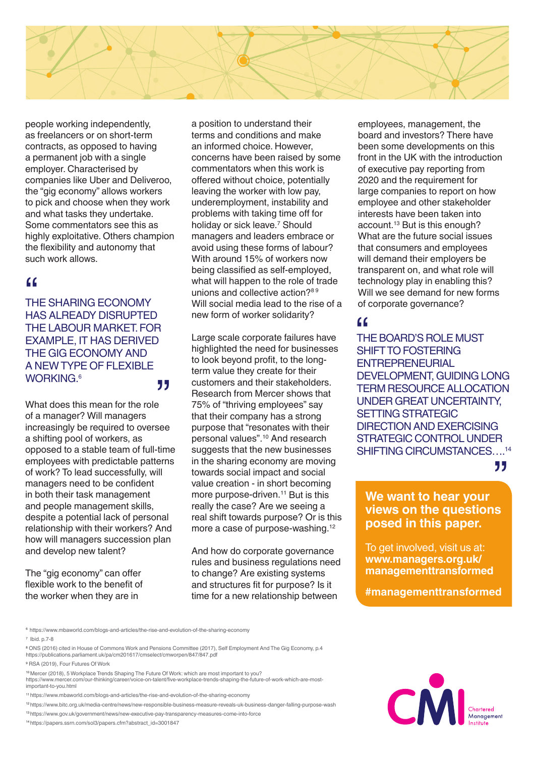people working independently, as freelancers or on short-term contracts, as opposed to having a permanent job with a single employer. Characterised by companies like Uber and Deliveroo, the "gig economy" allows workers to pick and choose when they work and what tasks they undertake. Some commentators see this as highly exploitative. Others champion the flexibility and autonomy that such work allows.

> "THE SHARING ECONOMY HAS ALREADY DISRUPTED THE LABOUR MARKET. FOR EXAMPLE, IT HAS DERIVED THE GIG ECONOMY AND A NEW TYPE OF FLEXIBLE WORKING.[6]"

What does this mean for the role of a manager? Will managers increasingly be required to oversee a shifting pool of workers, as opposed to a stable team of full-time employees with predictable patterns of work? To lead successfully, will managers need to be confident in both their task management and people management skills, despite a potential lack of personal relationship with their workers? And how will managers succession plan and develop new talent?

The "gig economy" can offer flexible work to the benefit of the worker when they are in a position to understand their terms and conditions and make an informed choice. However, concerns have been raised by some commentators when this work is offered without choice, potentially leaving the worker with low pay, underemployment, instability and problems with taking time off for holiday or sick leave.[7] Should managers and leaders embrace or avoid using these forms of labour? With around 15% of workers now being classified as self-employed, what will happen to the role of trade unions and collective action?[8,9] Will social media lead to the rise of a new form of worker solidarity?

Large scale corporate failures have highlighted the need for businesses to look beyond profit, to the long-term value they create for their customers and their stakeholders. Research from Mercer shows that 75% of "thriving employees" say that their company has a strong purpose that "resonates with their personal values".[10] And research suggests that the new businesses in the sharing economy are moving towards social impact and social value creation - in short becoming more purpose-driven.[11] But is this really the case? Are we seeing a real shift towards purpose? Or is this more a case of purpose-washing.[12]

And how do corporate governance rules and business regulations need to change? Are existing systems and structures fit for purpose? Is it time for a new relationship between employees, management, the board and investors? There have been some developments on this front in the UK with the introduction of executive pay reporting from 2020 and the requirement for large companies to report on how employee and other stakeholder interests have been taken into account.[13] But is this enough? What are the future social issues that consumers and employees will demand their employers be transparent on, and what role will technology play in enabling this? Will we see demand for new forms of corporate governance?

> "THE BOARD'S ROLE MUST SHIFT TO FOSTERING ENTREPRENEURIAL DEVELOPMENT, GUIDING LONG TERM RESOURCE ALLOCATION UNDER GREAT UNCERTAINTY, SETTING STRATEGIC DIRECTION AND EXERCISING STRATEGIC CONTROL UNDER SHIFTING CIRCUMSTANCES….[14]"

**We want to hear your views on the questions posed in this paper.**

To get involved, visit us at: **www.managers.org.uk/managementtransformed**

**#managementtransformed**

---

[6] https://www.mbaworld.com/blogs-and-articles/the-rise-and-evolution-of-the-sharing-economy

[7] Ibid. p.7-8

[8] ONS (2016) cited in House of Commons Work and Pensions Committee (2017), Self Employment And The Gig Economy, p.4 https://publications.parliament.uk/pa/cm201617/cmselect/cmworpen/847/847.pdf

[9] RSA (2019), Four Futures Of Work

[10] Mercer (2018), 5 Workplace Trends Shaping The Future Of Work: which are most important to you? https://www.mercer.com/our-thinking/career/voice-on-talent/five-workplace-trends-shaping-the-future-of-work-which-are-most-important-to-you.html

[11] https://www.mbaworld.com/blogs-and-articles/the-rise-and-evolution-of-the-sharing-economy

[12] https://www.bitc.org.uk/media-centre/news/new-responsible-business-measure-reveals-uk-business-danger-falling-purpose-wash

[13] https://www.gov.uk/government/news/new-executive-pay-transparency-measures-come-into-force

[14] https://papers.ssrn.com/sol3/papers.cfm?abstract_id=3001847

CMI Chartered Management Institute